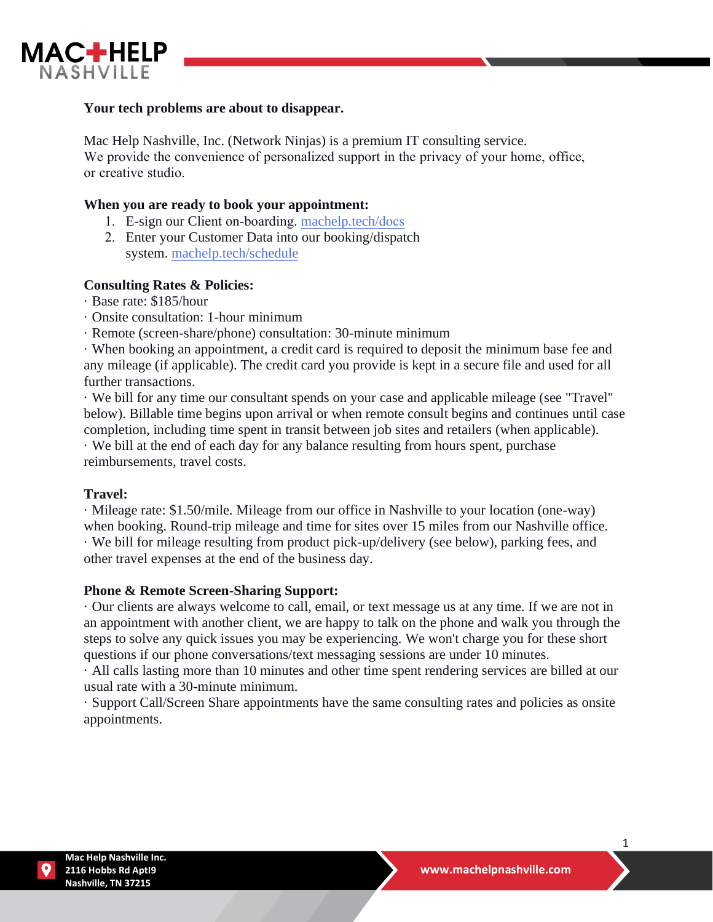**Your tech problems are about to disappear.**

Mac Help Nashville, Inc. (Network Ninjas) is a premium IT consulting service.
We provide the convenience of personalized support in the privacy of your home, office, or creative studio.

**When you are ready to book your appointment:**

1. E-sign our Client on-boarding. machelp.tech/docs
2. Enter your Customer Data into our booking/dispatch system. machelp.tech/schedule

**Consulting Rates & Policies:**

· Base rate: $185/hour
· Onsite consultation: 1-hour minimum
· Remote (screen-share/phone) consultation: 30-minute minimum
· When booking an appointment, a credit card is required to deposit the minimum base fee and any mileage (if applicable). The credit card you provide is kept in a secure file and used for all further transactions.
· We bill for any time our consultant spends on your case and applicable mileage (see "Travel" below). Billable time begins upon arrival or when remote consult begins and continues until case completion, including time spent in transit between job sites and retailers (when applicable).
· We bill at the end of each day for any balance resulting from hours spent, purchase reimbursements, travel costs.

**Travel:**

· Mileage rate: $1.50/mile. Mileage from our office in Nashville to your location (one-way) when booking. Round-trip mileage and time for sites over 15 miles from our Nashville office.
· We bill for mileage resulting from product pick-up/delivery (see below), parking fees, and other travel expenses at the end of the business day.

**Phone & Remote Screen-Sharing Support:**

· Our clients are always welcome to call, email, or text message us at any time. If we are not in an appointment with another client, we are happy to talk on the phone and walk you through the steps to solve any quick issues you may be experiencing. We won't charge you for these short questions if our phone conversations/text messaging sessions are under 10 minutes.
· All calls lasting more than 10 minutes and other time spent rendering services are billed at our usual rate with a 30-minute minimum.
· Support Call/Screen Share appointments have the same consulting rates and policies as onsite appointments.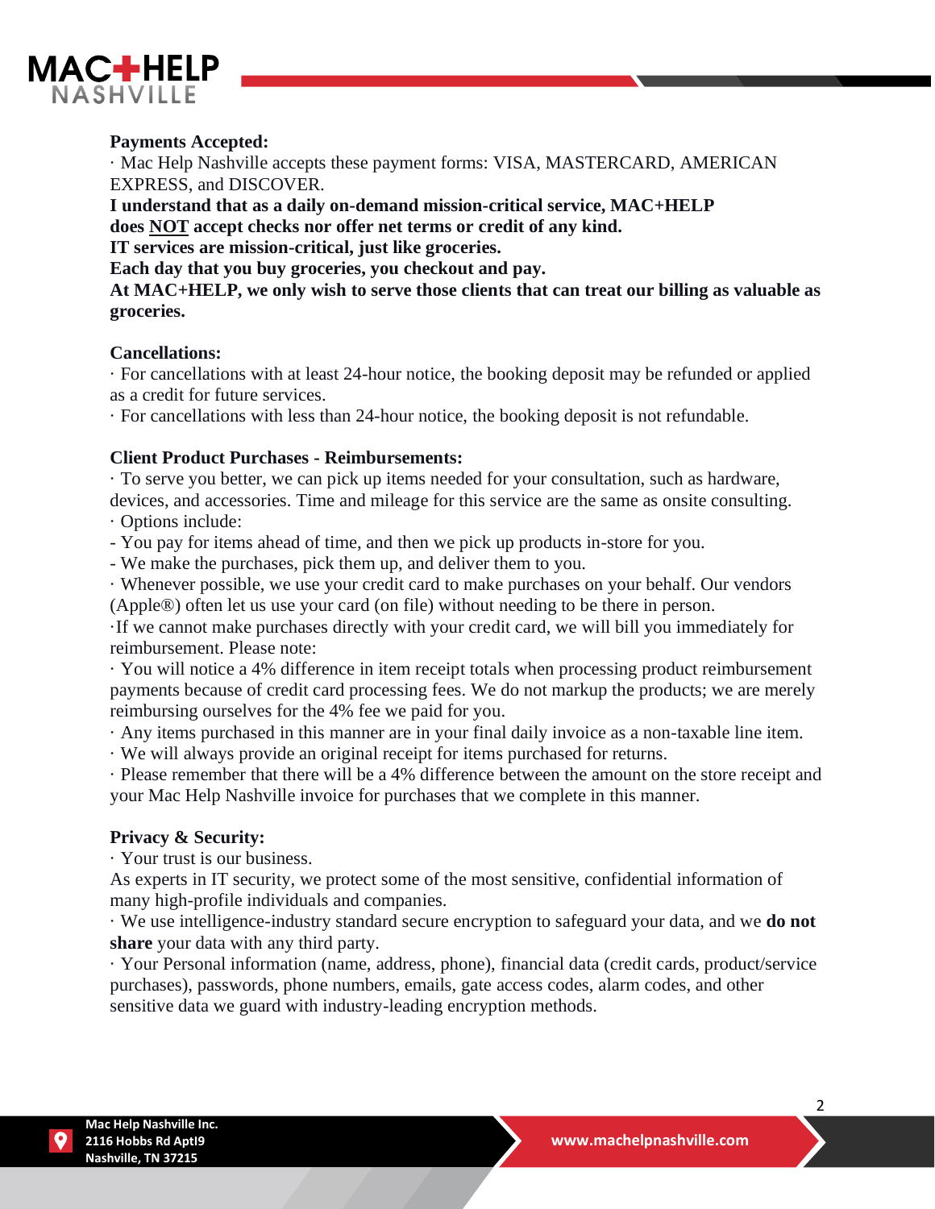**Payments Accepted:**

· Mac Help Nashville accepts these payment forms: VISA, MASTERCARD, AMERICAN EXPRESS, and DISCOVER.

**I understand that as a daily on-demand mission-critical service, MAC+HELP does <u>NOT</u> accept checks nor offer net terms or credit of any kind.**
**IT services are mission-critical, just like groceries.**
**Each day that you buy groceries, you checkout and pay.**
**At MAC+HELP, we only wish to serve those clients that can treat our billing as valuable as groceries.**

**Cancellations:**

· For cancellations with at least 24-hour notice, the booking deposit may be refunded or applied as a credit for future services.
· For cancellations with less than 24-hour notice, the booking deposit is not refundable.

**Client Product Purchases - Reimbursements:**

· To serve you better, we can pick up items needed for your consultation, such as hardware, devices, and accessories. Time and mileage for this service are the same as onsite consulting.
· Options include:
- You pay for items ahead of time, and then we pick up products in-store for you.
- We make the purchases, pick them up, and deliver them to you.

· Whenever possible, we use your credit card to make purchases on your behalf. Our vendors (Apple®) often let us use your card (on file) without needing to be there in person.
·If we cannot make purchases directly with your credit card, we will bill you immediately for reimbursement. Please note:
· You will notice a 4% difference in item receipt totals when processing product reimbursement payments because of credit card processing fees. We do not markup the products; we are merely reimbursing ourselves for the 4% fee we paid for you.
· Any items purchased in this manner are in your final daily invoice as a non-taxable line item.
· We will always provide an original receipt for items purchased for returns.
· Please remember that there will be a 4% difference between the amount on the store receipt and your Mac Help Nashville invoice for purchases that we complete in this manner.

**Privacy & Security:**

· Your trust is our business.
As experts in IT security, we protect some of the most sensitive, confidential information of many high-profile individuals and companies.
· We use intelligence-industry standard secure encryption to safeguard your data, and we **do not share** your data with any third party.
· Your Personal information (name, address, phone), financial data (credit cards, product/service purchases), passwords, phone numbers, emails, gate access codes, alarm codes, and other sensitive data we guard with industry-leading encryption methods.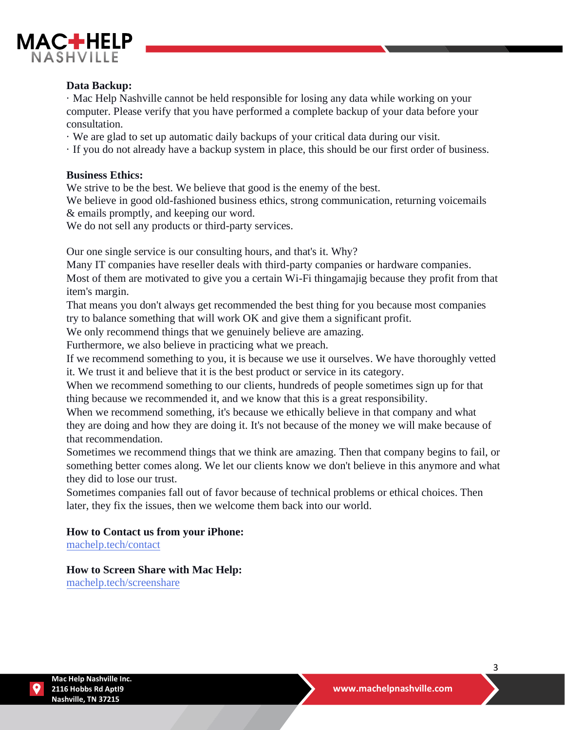**Data Backup:**

· Mac Help Nashville cannot be held responsible for losing any data while working on your computer. Please verify that you have performed a complete backup of your data before your consultation.
· We are glad to set up automatic daily backups of your critical data during our visit.
· If you do not already have a backup system in place, this should be our first order of business.

**Business Ethics:**

We strive to be the best. We believe that good is the enemy of the best.
We believe in good old-fashioned business ethics, strong communication, returning voicemails & emails promptly, and keeping our word.
We do not sell any products or third-party services.

Our one single service is our consulting hours, and that's it. Why?
Many IT companies have reseller deals with third-party companies or hardware companies.
Most of them are motivated to give you a certain Wi-Fi thingamajig because they profit from that item's margin.
That means you don't always get recommended the best thing for you because most companies try to balance something that will work OK and give them a significant profit.
We only recommend things that we genuinely believe are amazing.
Furthermore, we also believe in practicing what we preach.
If we recommend something to you, it is because we use it ourselves. We have thoroughly vetted it. We trust it and believe that it is the best product or service in its category.
When we recommend something to our clients, hundreds of people sometimes sign up for that thing because we recommended it, and we know that this is a great responsibility.
When we recommend something, it's because we ethically believe in that company and what they are doing and how they are doing it. It's not because of the money we will make because of that recommendation.
Sometimes we recommend things that we think are amazing. Then that company begins to fail, or something better comes along. We let our clients know we don't believe in this anymore and what they did to lose our trust.
Sometimes companies fall out of favor because of technical problems or ethical choices. Then later, they fix the issues, then we welcome them back into our world.

**How to Contact us from your iPhone:**
[machelp.tech/contact](machelp.tech/contact)

**How to Screen Share with Mac Help:**
[machelp.tech/screenshare](machelp.tech/screenshare)